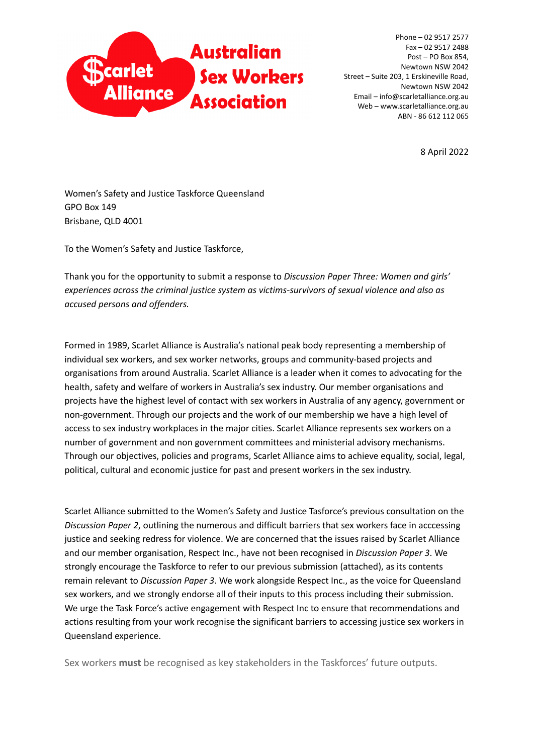Scarlet Alliance

Australian Sex Workers Association

Phone – 02 9517 2577
Fax – 02 9517 2488
Post – PO Box 854,
Newtown NSW 2042
Street – Suite 203, 1 Erskineville Road,
Newtown NSW 2042
Email – info@scarletalliance.org.au
Web – www.scarletalliance.org.au
ABN - 86 612 112 065

8 April 2022

Women's Safety and Justice Taskforce Queensland
GPO Box 149
Brisbane, QLD 4001

To the Women's Safety and Justice Taskforce,

Thank you for the opportunity to submit a response to *Discussion Paper Three: Women and girls' experiences across the criminal justice system as victims-survivors of sexual violence and also as accused persons and offenders.*

Formed in 1989, Scarlet Alliance is Australia's national peak body representing a membership of individual sex workers, and sex worker networks, groups and community-based projects and organisations from around Australia. Scarlet Alliance is a leader when it comes to advocating for the health, safety and welfare of workers in Australia's sex industry. Our member organisations and projects have the highest level of contact with sex workers in Australia of any agency, government or non-government. Through our projects and the work of our membership we have a high level of access to sex industry workplaces in the major cities. Scarlet Alliance represents sex workers on a number of government and non government committees and ministerial advisory mechanisms. Through our objectives, policies and programs, Scarlet Alliance aims to achieve equality, social, legal, political, cultural and economic justice for past and present workers in the sex industry.

Scarlet Alliance submitted to the Women's Safety and Justice Tasforce's previous consultation on the *Discussion Paper 2*, outlining the numerous and difficult barriers that sex workers face in acccessing justice and seeking redress for violence. We are concerned that the issues raised by Scarlet Alliance and our member organisation, Respect Inc., have not been recognised in *Discussion Paper 3*. We strongly encourage the Taskforce to refer to our previous submission (attached), as its contents remain relevant to *Discussion Paper 3*. We work alongside Respect Inc., as the voice for Queensland sex workers, and we strongly endorse all of their inputs to this process including their submission. We urge the Task Force's active engagement with Respect Inc to ensure that recommendations and actions resulting from your work recognise the significant barriers to accessing justice sex workers in Queensland experience.

Sex workers **must** be recognised as key stakeholders in the Taskforces' future outputs.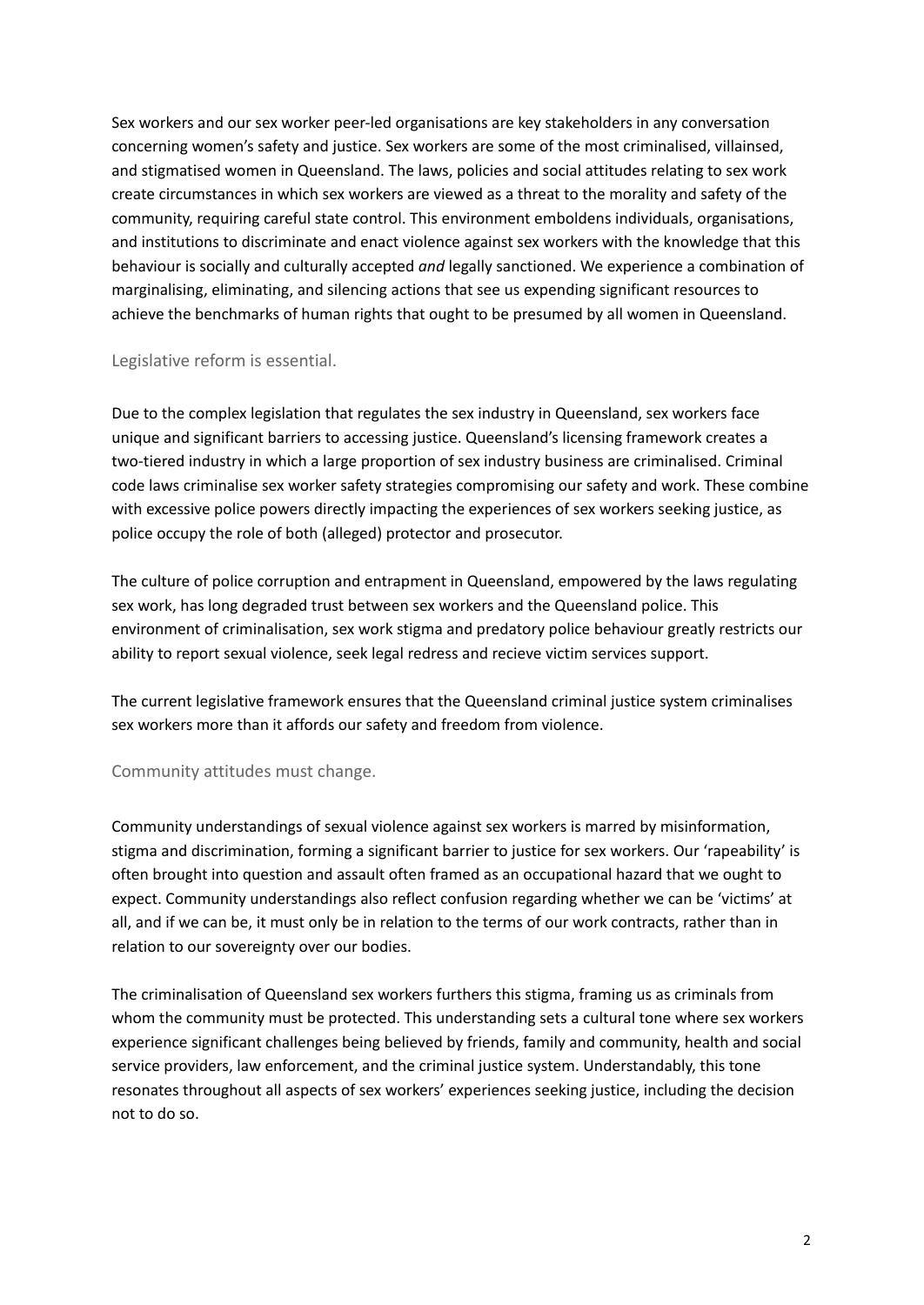Sex workers and our sex worker peer-led organisations are key stakeholders in any conversation concerning women's safety and justice. Sex workers are some of the most criminalised, villainsed, and stigmatised women in Queensland. The laws, policies and social attitudes relating to sex work create circumstances in which sex workers are viewed as a threat to the morality and safety of the community, requiring careful state control. This environment emboldens individuals, organisations, and institutions to discriminate and enact violence against sex workers with the knowledge that this behaviour is socially and culturally accepted *and* legally sanctioned. We experience a combination of marginalising, eliminating, and silencing actions that see us expending significant resources to achieve the benchmarks of human rights that ought to be presumed by all women in Queensland.

## Legislative reform is essential.

Due to the complex legislation that regulates the sex industry in Queensland, sex workers face unique and significant barriers to accessing justice. Queensland's licensing framework creates a two-tiered industry in which a large proportion of sex industry business are criminalised. Criminal code laws criminalise sex worker safety strategies compromising our safety and work. These combine with excessive police powers directly impacting the experiences of sex workers seeking justice, as police occupy the role of both (alleged) protector and prosecutor.

The culture of police corruption and entrapment in Queensland, empowered by the laws regulating sex work, has long degraded trust between sex workers and the Queensland police. This environment of criminalisation, sex work stigma and predatory police behaviour greatly restricts our ability to report sexual violence, seek legal redress and recieve victim services support.

The current legislative framework ensures that the Queensland criminal justice system criminalises sex workers more than it affords our safety and freedom from violence.

## Community attitudes must change.

Community understandings of sexual violence against sex workers is marred by misinformation, stigma and discrimination, forming a significant barrier to justice for sex workers. Our 'rapeability' is often brought into question and assault often framed as an occupational hazard that we ought to expect. Community understandings also reflect confusion regarding whether we can be 'victims' at all, and if we can be, it must only be in relation to the terms of our work contracts, rather than in relation to our sovereignty over our bodies.

The criminalisation of Queensland sex workers furthers this stigma, framing us as criminals from whom the community must be protected. This understanding sets a cultural tone where sex workers experience significant challenges being believed by friends, family and community, health and social service providers, law enforcement, and the criminal justice system. Understandably, this tone resonates throughout all aspects of sex workers' experiences seeking justice, including the decision not to do so.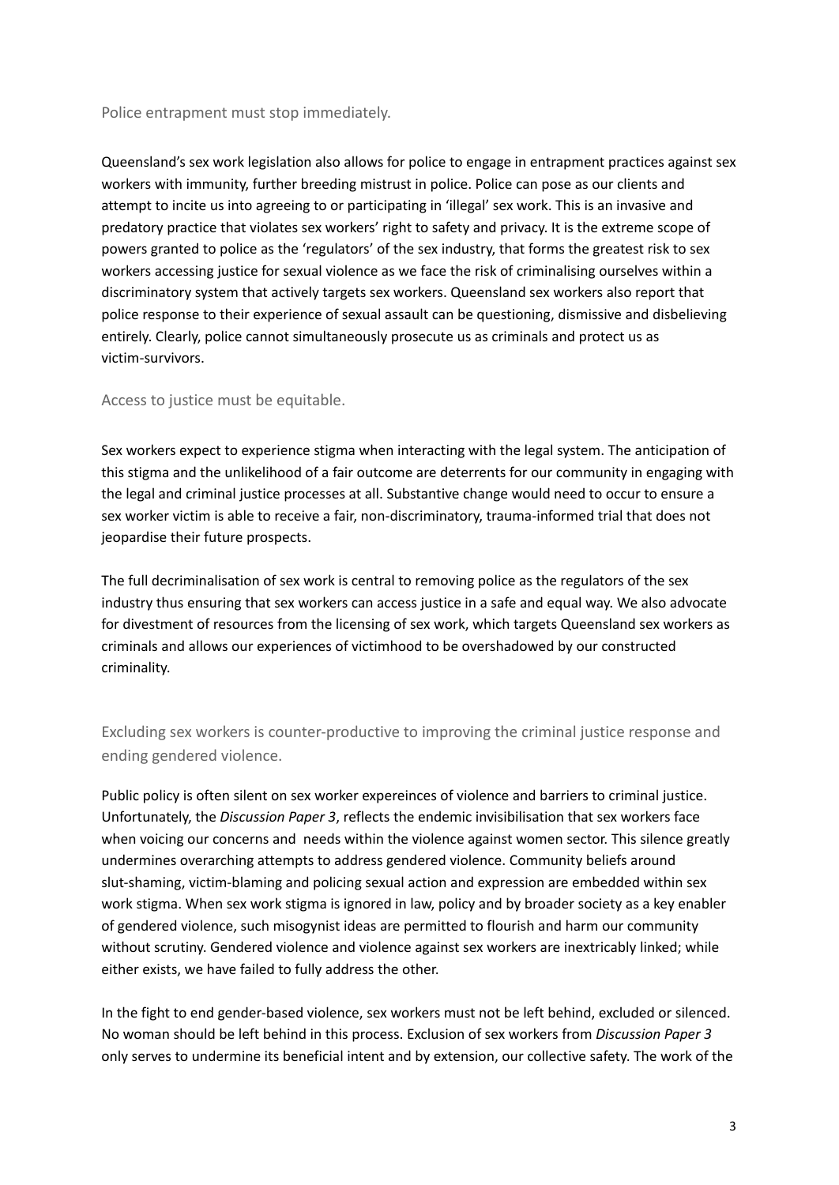## Police entrapment must stop immediately.

Queensland's sex work legislation also allows for police to engage in entrapment practices against sex workers with immunity, further breeding mistrust in police. Police can pose as our clients and attempt to incite us into agreeing to or participating in 'illegal' sex work. This is an invasive and predatory practice that violates sex workers' right to safety and privacy. It is the extreme scope of powers granted to police as the 'regulators' of the sex industry, that forms the greatest risk to sex workers accessing justice for sexual violence as we face the risk of criminalising ourselves within a discriminatory system that actively targets sex workers. Queensland sex workers also report that police response to their experience of sexual assault can be questioning, dismissive and disbelieving entirely. Clearly, police cannot simultaneously prosecute us as criminals and protect us as victim-survivors.

## Access to justice must be equitable.

Sex workers expect to experience stigma when interacting with the legal system. The anticipation of this stigma and the unlikelihood of a fair outcome are deterrents for our community in engaging with the legal and criminal justice processes at all. Substantive change would need to occur to ensure a sex worker victim is able to receive a fair, non-discriminatory, trauma-informed trial that does not jeopardise their future prospects.

The full decriminalisation of sex work is central to removing police as the regulators of the sex industry thus ensuring that sex workers can access justice in a safe and equal way. We also advocate for divestment of resources from the licensing of sex work, which targets Queensland sex workers as criminals and allows our experiences of victimhood to be overshadowed by our constructed criminality.

## Excluding sex workers is counter-productive to improving the criminal justice response and ending gendered violence.

Public policy is often silent on sex worker expereinces of violence and barriers to criminal justice. Unfortunately, the *Discussion Paper 3*, reflects the endemic invisibilisation that sex workers face when voicing our concerns and needs within the violence against women sector. This silence greatly undermines overarching attempts to address gendered violence. Community beliefs around slut-shaming, victim-blaming and policing sexual action and expression are embedded within sex work stigma. When sex work stigma is ignored in law, policy and by broader society as a key enabler of gendered violence, such misogynist ideas are permitted to flourish and harm our community without scrutiny. Gendered violence and violence against sex workers are inextricably linked; while either exists, we have failed to fully address the other.

In the fight to end gender-based violence, sex workers must not be left behind, excluded or silenced. No woman should be left behind in this process. Exclusion of sex workers from *Discussion Paper 3* only serves to undermine its beneficial intent and by extension, our collective safety. The work of the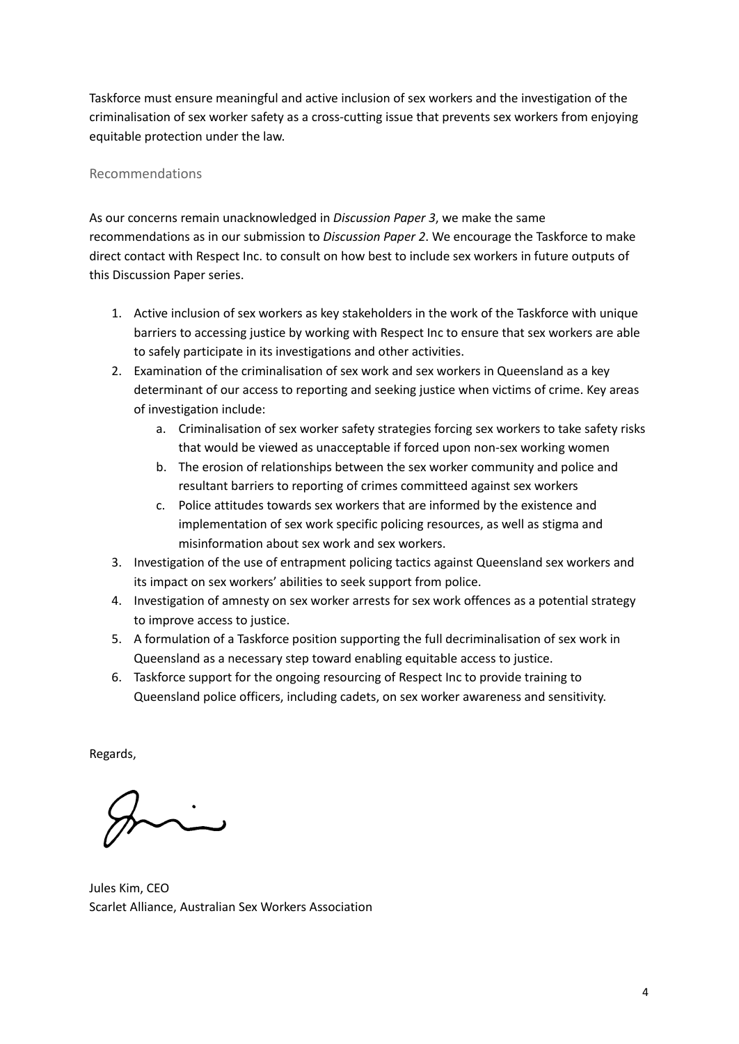Taskforce must ensure meaningful and active inclusion of sex workers and the investigation of the criminalisation of sex worker safety as a cross-cutting issue that prevents sex workers from enjoying equitable protection under the law.

## Recommendations

As our concerns remain unacknowledged in *Discussion Paper 3*, we make the same recommendations as in our submission to *Discussion Paper 2*. We encourage the Taskforce to make direct contact with Respect Inc. to consult on how best to include sex workers in future outputs of this Discussion Paper series.

1. Active inclusion of sex workers as key stakeholders in the work of the Taskforce with unique barriers to accessing justice by working with Respect Inc to ensure that sex workers are able to safely participate in its investigations and other activities.
2. Examination of the criminalisation of sex work and sex workers in Queensland as a key determinant of our access to reporting and seeking justice when victims of crime. Key areas of investigation include:
    a. Criminalisation of sex worker safety strategies forcing sex workers to take safety risks that would be viewed as unacceptable if forced upon non-sex working women
    b. The erosion of relationships between the sex worker community and police and resultant barriers to reporting of crimes committeed against sex workers
    c. Police attitudes towards sex workers that are informed by the existence and implementation of sex work specific policing resources, as well as stigma and misinformation about sex work and sex workers.
3. Investigation of the use of entrapment policing tactics against Queensland sex workers and its impact on sex workers' abilities to seek support from police.
4. Investigation of amnesty on sex worker arrests for sex work offences as a potential strategy to improve access to justice.
5. A formulation of a Taskforce position supporting the full decriminalisation of sex work in Queensland as a necessary step toward enabling equitable access to justice.
6. Taskforce support for the ongoing resourcing of Respect Inc to provide training to Queensland police officers, including cadets, on sex worker awareness and sensitivity.

Regards,

Jules Kim, CEO
Scarlet Alliance, Australian Sex Workers Association